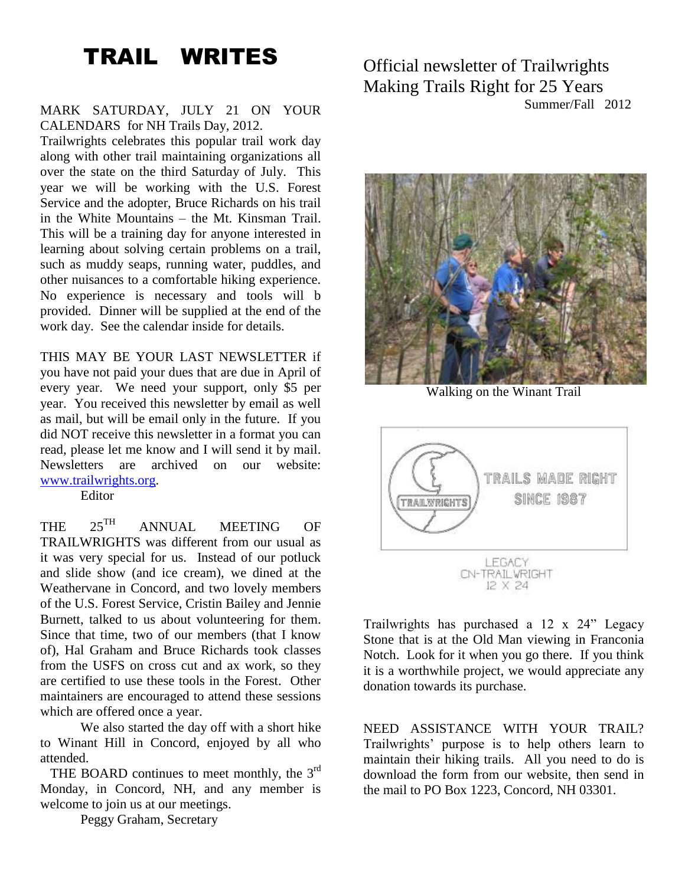# TRAIL WRITES

Official newsletter of Trailwrights
Making Trails Right for 25 Years
Summer/Fall 2012

MARK SATURDAY, JULY 21 ON YOUR CALENDARS for NH Trails Day, 2012.
Trailwrights celebrates this popular trail work day along with other trail maintaining organizations all over the state on the third Saturday of July. This year we will be working with the U.S. Forest Service and the adopter, Bruce Richards on his trail in the White Mountains – the Mt. Kinsman Trail. This will be a training day for anyone interested in learning about solving certain problems on a trail, such as muddy seaps, running water, puddles, and other nuisances to a comfortable hiking experience. No experience is necessary and tools will b provided. Dinner will be supplied at the end of the work day. See the calendar inside for details.

THIS MAY BE YOUR LAST NEWSLETTER if you have not paid your dues that are due in April of every year. We need your support, only $5 per year. You received this newsletter by email as well as mail, but will be email only in the future. If you did NOT receive this newsletter in a format you can read, please let me know and I will send it by mail. Newsletters are archived on our website: www.trailwrights.org.

Editor

THE 25TH ANNUAL MEETING OF TRAILWRIGHTS was different from our usual as it was very special for us. Instead of our potluck and slide show (and ice cream), we dined at the Weathervane in Concord, and two lovely members of the U.S. Forest Service, Cristin Bailey and Jennie Burnett, talked to us about volunteering for them. Since that time, two of our members (that I know of), Hal Graham and Bruce Richards took classes from the USFS on cross cut and ax work, so they are certified to use these tools in the Forest. Other maintainers are encouraged to attend these sessions which are offered once a year.

We also started the day off with a short hike to Winant Hill in Concord, enjoyed by all who attended.

THE BOARD continues to meet monthly, the 3rd Monday, in Concord, NH, and any member is welcome to join us at our meetings.

Peggy Graham, Secretary

Walking on the Winant Trail

TRAILWRIGHTS — TRAILS MADE RIGHT SINCE 1987

LEGACY
CN-TRAILWRIGHT
12 X 24

Trailwrights has purchased a 12 x 24" Legacy Stone that is at the Old Man viewing in Franconia Notch. Look for it when you go there. If you think it is a worthwhile project, we would appreciate any donation towards its purchase.

NEED ASSISTANCE WITH YOUR TRAIL? Trailwrights' purpose is to help others learn to maintain their hiking trails. All you need to do is download the form from our website, then send in the mail to PO Box 1223, Concord, NH 03301.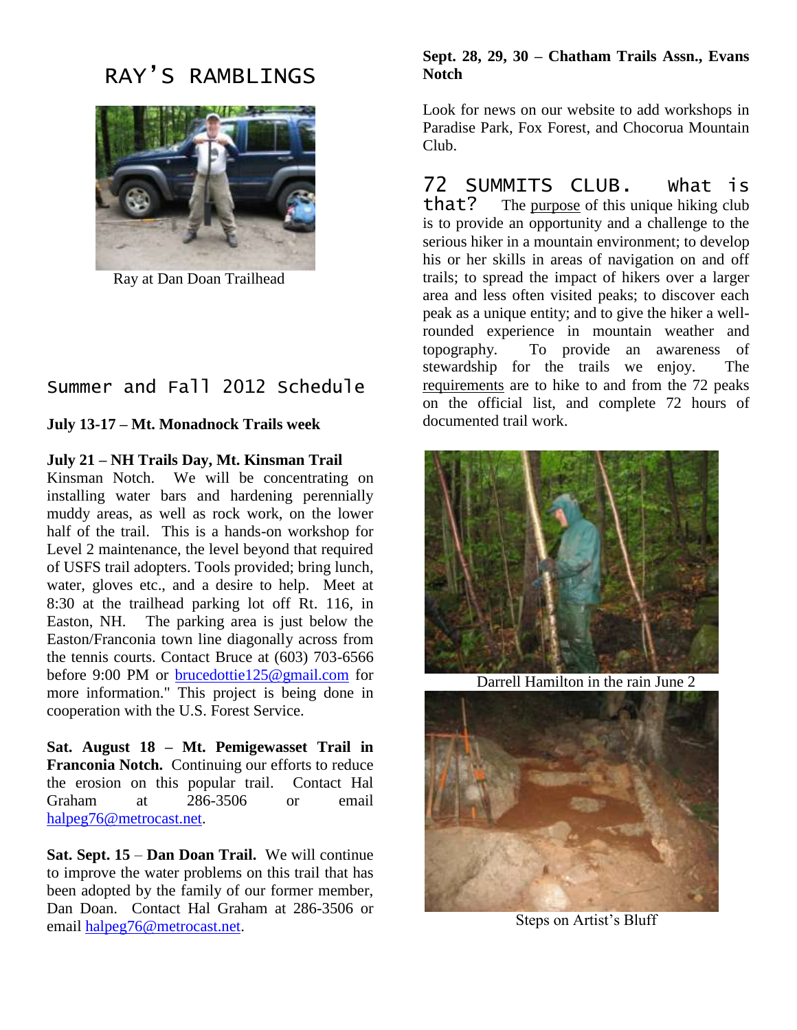# RAY'S RAMBLINGS

Ray at Dan Doan Trailhead

## Summer and Fall 2012 Schedule

**July 13-17 – Mt. Monadnock Trails week**

**July 21 – NH Trails Day, Mt. Kinsman Trail** Kinsman Notch. We will be concentrating on installing water bars and hardening perennially muddy areas, as well as rock work, on the lower half of the trail. This is a hands-on workshop for Level 2 maintenance, the level beyond that required of USFS trail adopters. Tools provided; bring lunch, water, gloves etc., and a desire to help. Meet at 8:30 at the trailhead parking lot off Rt. 116, in Easton, NH. The parking area is just below the Easton/Franconia town line diagonally across from the tennis courts. Contact Bruce at (603) 703-6566 before 9:00 PM or brucedottie125@gmail.com for more information." This project is being done in cooperation with the U.S. Forest Service.

**Sat. August 18 – Mt. Pemigewasset Trail in Franconia Notch.** Continuing our efforts to reduce the erosion on this popular trail. Contact Hal Graham at 286-3506 or email halpeg76@metrocast.net.

**Sat. Sept. 15 – Dan Doan Trail.** We will continue to improve the water problems on this trail that has been adopted by the family of our former member, Dan Doan. Contact Hal Graham at 286-3506 or email halpeg76@metrocast.net.

**Sept. 28, 29, 30 – Chatham Trails Assn., Evans Notch**

Look for news on our website to add workshops in Paradise Park, Fox Forest, and Chocorua Mountain Club.

## 72 SUMMITS CLUB. What is that?

The purpose of this unique hiking club is to provide an opportunity and a challenge to the serious hiker in a mountain environment; to develop his or her skills in areas of navigation on and off trails; to spread the impact of hikers over a larger area and less often visited peaks; to discover each peak as a unique entity; and to give the hiker a well-rounded experience in mountain weather and topography. To provide an awareness of stewardship for the trails we enjoy. The requirements are to hike to and from the 72 peaks on the official list, and complete 72 hours of documented trail work.

Darrell Hamilton in the rain June 2

Steps on Artist's Bluff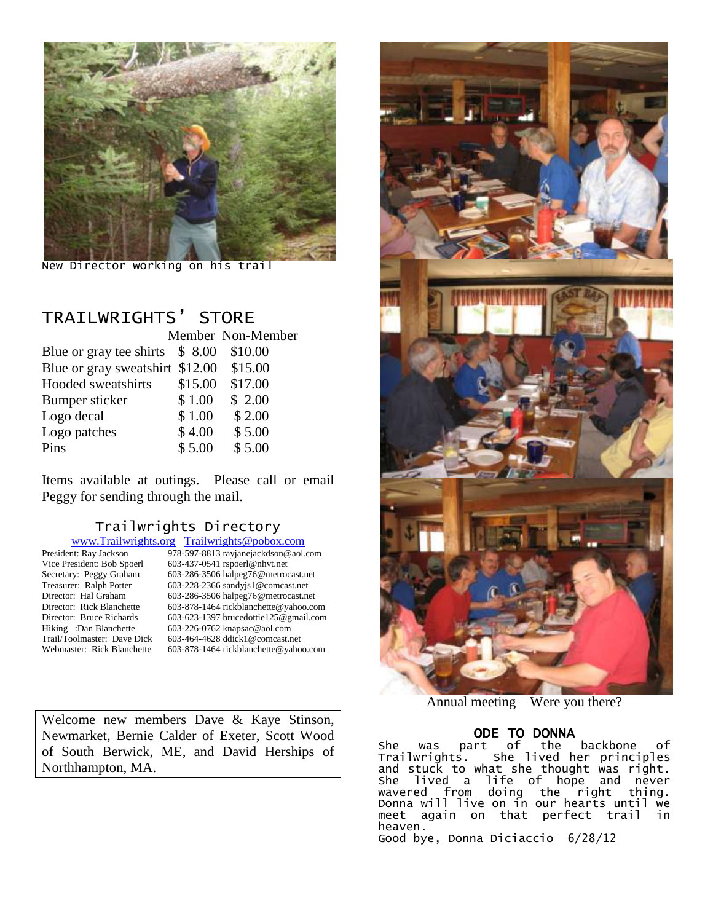New Director working on his trail

## TRAILWRIGHTS' STORE

| | Member | Non-Member |
|---|---|---|
| Blue or gray tee shirts | $ 8.00 | $10.00 |
| Blue or gray sweatshirt | $12.00 | $15.00 |
| Hooded sweatshirts | $15.00 | $17.00 |
| Bumper sticker | $ 1.00 | $ 2.00 |
| Logo decal | $ 1.00 | $ 2.00 |
| Logo patches | $ 4.00 | $ 5.00 |
| Pins | $ 5.00 | $ 5.00 |

Items available at outings. Please call or email Peggy for sending through the mail.

### Trailwrights Directory

www.Trailwrights.org Trailwrights@pobox.com

| | |
|---|---|
| President: Ray Jackson | 978-597-8813 rayjanejackdson@aol.com |
| Vice President: Bob Spoerl | 603-437-0541 rspoerl@nhvt.net |
| Secretary: Peggy Graham | 603-286-3506 halpeg76@metrocast.net |
| Treasurer: Ralph Potter | 603-228-2366 sandyjs1@comcast.net |
| Director: Hal Graham | 603-286-3506 halpeg76@metrocast.net |
| Director: Rick Blanchette | 603-878-1464 rickblanchette@yahoo.com |
| Director: Bruce Richards | 603-623-1397 brucedottie125@gmail.com |
| Hiking :Dan Blanchette | 603-226-0762 knapsac@aol.com |
| Trail/Toolmaster: Dave Dick | 603-464-4628 ddick1@comcast.net |
| Webmaster: Rick Blanchette | 603-878-1464 rickblanchette@yahoo.com |

Welcome new members Dave & Kaye Stinson, Newmarket, Bernie Calder of Exeter, Scott Wood of South Berwick, ME, and David Herships of Northhampton, MA.

Annual meeting – Were you there?

### ODE TO DONNA

She was part of the backbone of Trailwrights. She lived her principles and stuck to what she thought was right. She lived a life of hope and never wavered from doing the right thing. Donna will live on in our hearts until we meet again on that perfect trail in heaven.

Good bye, Donna Diciaccio 6/28/12